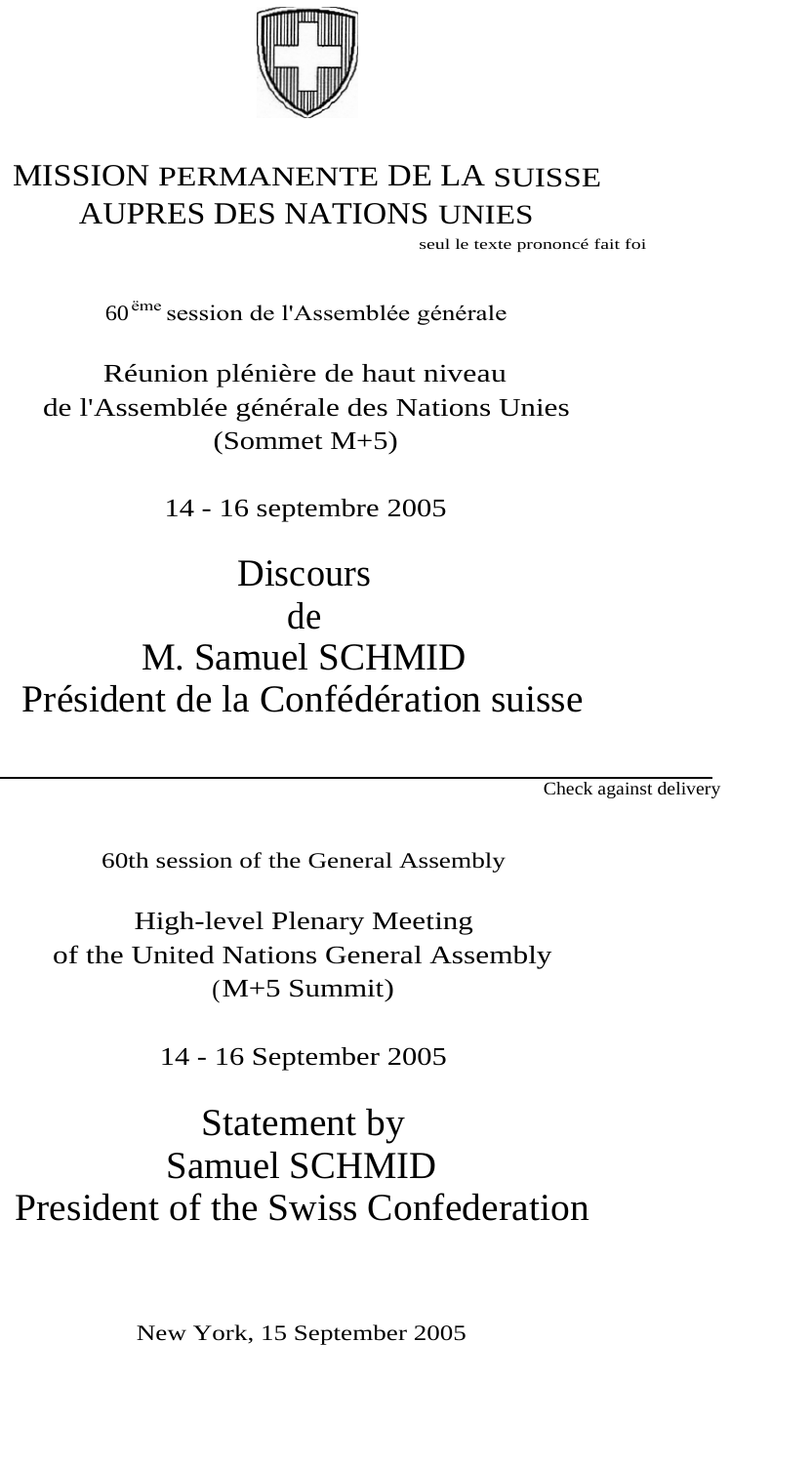MISSION PERMANENTE DE LA SUISSE
AUPRES DES NATIONS UNIES

seul le texte prononcé fait foi

60ème session de l'Assemblée générale

Réunion plénière de haut niveau
de l'Assemblée générale des Nations Unies
(Sommet M+5)

14 - 16 septembre 2005

# Discours
# de
# M. Samuel SCHMID
# Président de la Confédération suisse

---

Check against delivery

60th session of the General Assembly

High-level Plenary Meeting
of the United Nations General Assembly
(M+5 Summit)

14 - 16 September 2005

# Statement by
# Samuel SCHMID
# President of the Swiss Confederation

New York, 15 September 2005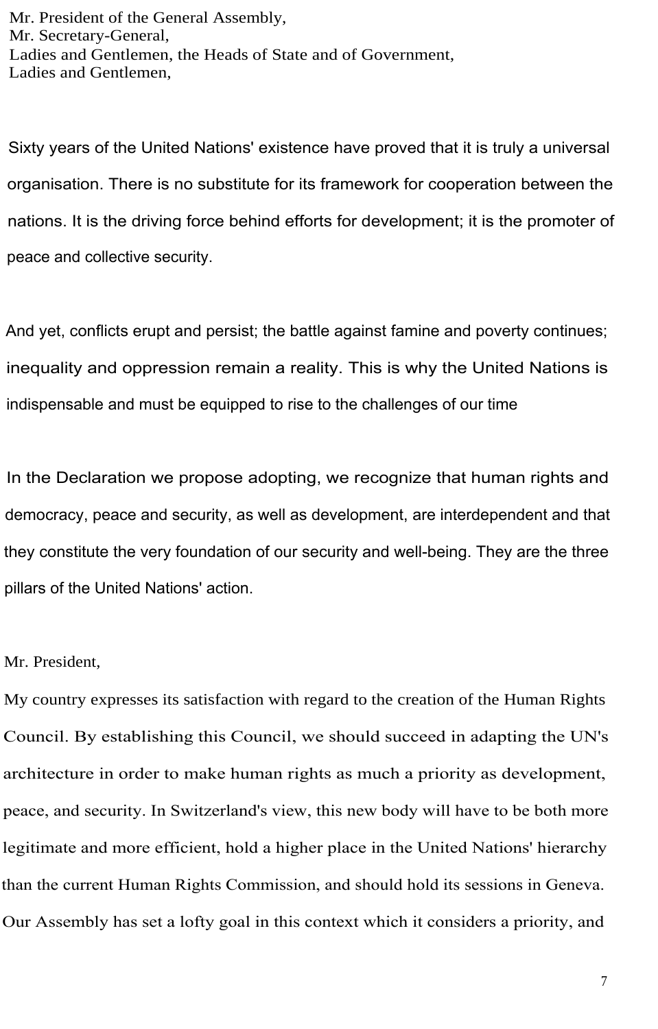Mr. President of the General Assembly,
Mr. Secretary-General,
Ladies and Gentlemen, the Heads of State and of Government,
Ladies and Gentlemen,

Sixty years of the United Nations' existence have proved that it is truly a universal organisation. There is no substitute for its framework for cooperation between the nations. It is the driving force behind efforts for development; it is the promoter of peace and collective security.

And yet, conflicts erupt and persist; the battle against famine and poverty continues; inequality and oppression remain a reality. This is why the United Nations is indispensable and must be equipped to rise to the challenges of our time

In the Declaration we propose adopting, we recognize that human rights and democracy, peace and security, as well as development, are interdependent and that they constitute the very foundation of our security and well-being. They are the three pillars of the United Nations' action.

Mr. President,

My country expresses its satisfaction with regard to the creation of the Human Rights Council. By establishing this Council, we should succeed in adapting the UN's architecture in order to make human rights as much a priority as development, peace, and security. In Switzerland's view, this new body will have to be both more legitimate and more efficient, hold a higher place in the United Nations' hierarchy than the current Human Rights Commission, and should hold its sessions in Geneva. Our Assembly has set a lofty goal in this context which it considers a priority, and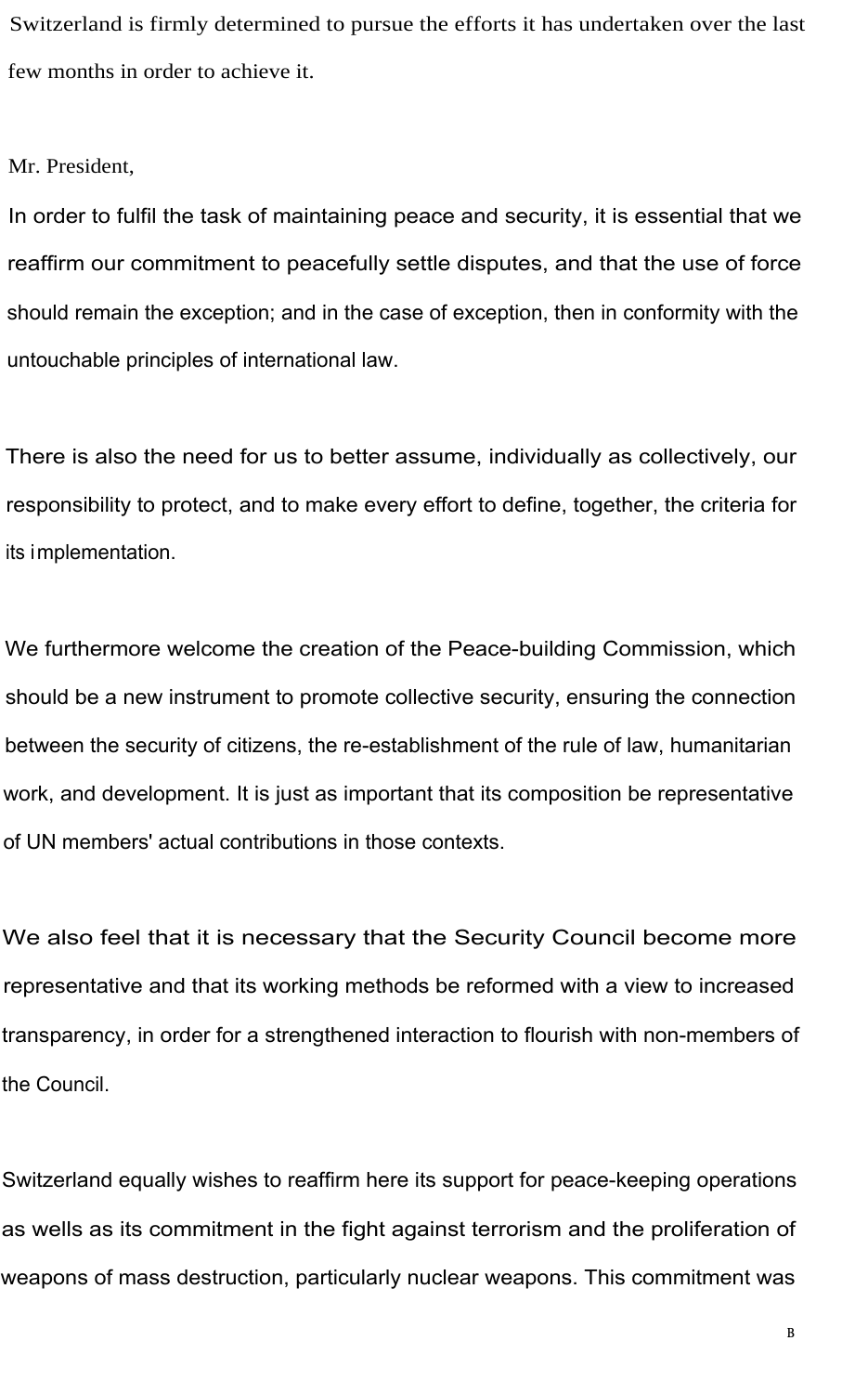Switzerland is firmly determined to pursue the efforts it has undertaken over the last few months in order to achieve it.

Mr. President,

In order to fulfil the task of maintaining peace and security, it is essential that we reaffirm our commitment to peacefully settle disputes, and that the use of force should remain the exception; and in the case of exception, then in conformity with the untouchable principles of international law.

There is also the need for us to better assume, individually as collectively, our responsibility to protect, and to make every effort to define, together, the criteria for its implementation.

We furthermore welcome the creation of the Peace-building Commission, which should be a new instrument to promote collective security, ensuring the connection between the security of citizens, the re-establishment of the rule of law, humanitarian work, and development. It is just as important that its composition be representative of UN members' actual contributions in those contexts.

We also feel that it is necessary that the Security Council become more representative and that its working methods be reformed with a view to increased transparency, in order for a strengthened interaction to flourish with non-members of the Council.

Switzerland equally wishes to reaffirm here its support for peace-keeping operations as wells as its commitment in the fight against terrorism and the proliferation of weapons of mass destruction, particularly nuclear weapons. This commitment was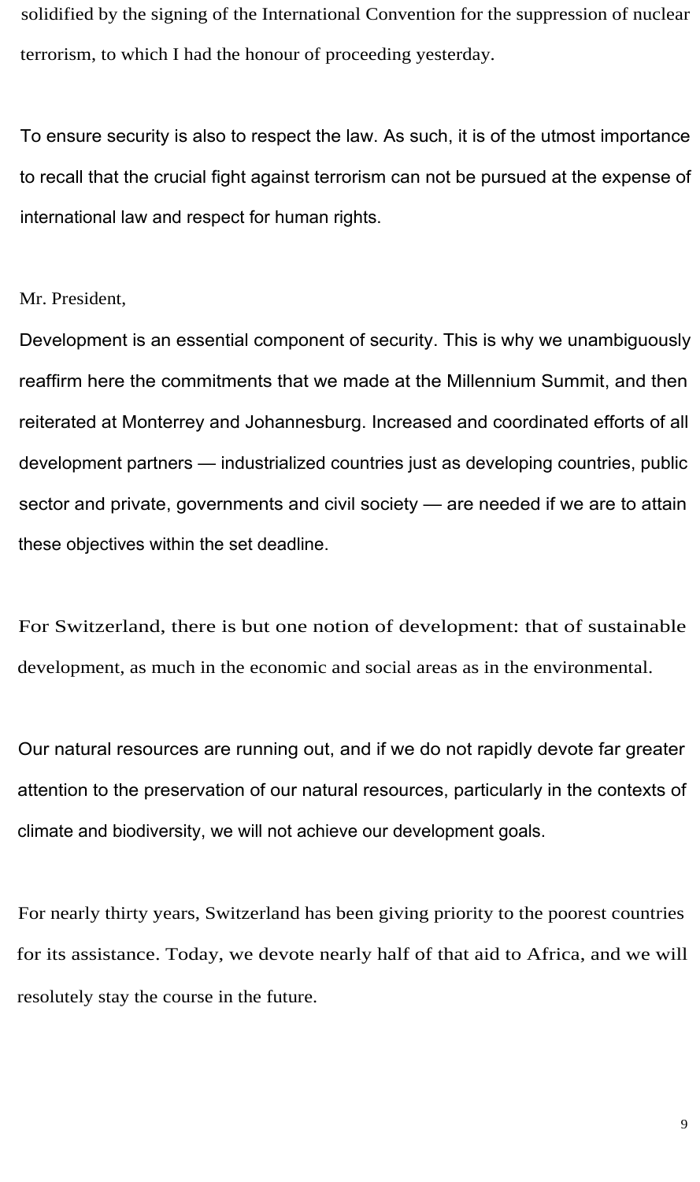solidified by the signing of the International Convention for the suppression of nuclear terrorism, to which I had the honour of proceeding yesterday.

To ensure security is also to respect the law. As such, it is of the utmost importance to recall that the crucial fight against terrorism can not be pursued at the expense of international law and respect for human rights.

Mr. President,

Development is an essential component of security. This is why we unambiguously reaffirm here the commitments that we made at the Millennium Summit, and then reiterated at Monterrey and Johannesburg. Increased and coordinated efforts of all development partners — industrialized countries just as developing countries, public sector and private, governments and civil society — are needed if we are to attain these objectives within the set deadline.

For Switzerland, there is but one notion of development: that of sustainable development, as much in the economic and social areas as in the environmental.

Our natural resources are running out, and if we do not rapidly devote far greater attention to the preservation of our natural resources, particularly in the contexts of climate and biodiversity, we will not achieve our development goals.

For nearly thirty years, Switzerland has been giving priority to the poorest countries for its assistance. Today, we devote nearly half of that aid to Africa, and we will resolutely stay the course in the future.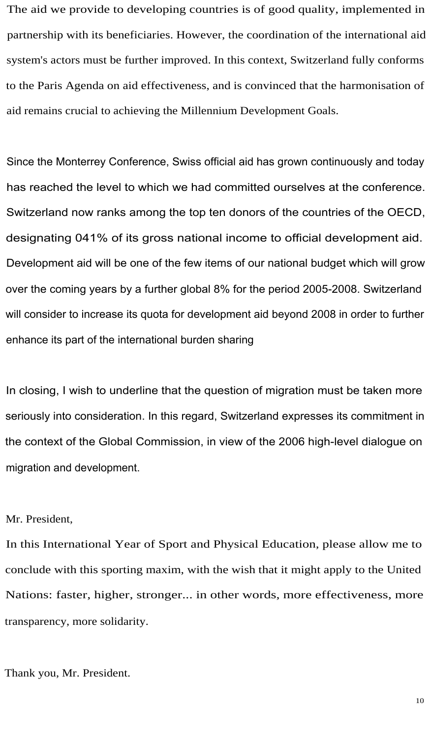The aid we provide to developing countries is of good quality, implemented in partnership with its beneficiaries. However, the coordination of the international aid system's actors must be further improved. In this context, Switzerland fully conforms to the Paris Agenda on aid effectiveness, and is convinced that the harmonisation of aid remains crucial to achieving the Millennium Development Goals.

Since the Monterrey Conference, Swiss official aid has grown continuously and today has reached the level to which we had committed ourselves at the conference. Switzerland now ranks among the top ten donors of the countries of the OECD, designating 041% of its gross national income to official development aid. Development aid will be one of the few items of our national budget which will grow over the coming years by a further global 8% for the period 2005-2008. Switzerland will consider to increase its quota for development aid beyond 2008 in order to further enhance its part of the international burden sharing

In closing, I wish to underline that the question of migration must be taken more seriously into consideration. In this regard, Switzerland expresses its commitment in the context of the Global Commission, in view of the 2006 high-level dialogue on migration and development.

Mr. President,

In this International Year of Sport and Physical Education, please allow me to conclude with this sporting maxim, with the wish that it might apply to the United Nations: faster, higher, stronger... in other words, more effectiveness, more transparency, more solidarity.

Thank you, Mr. President.